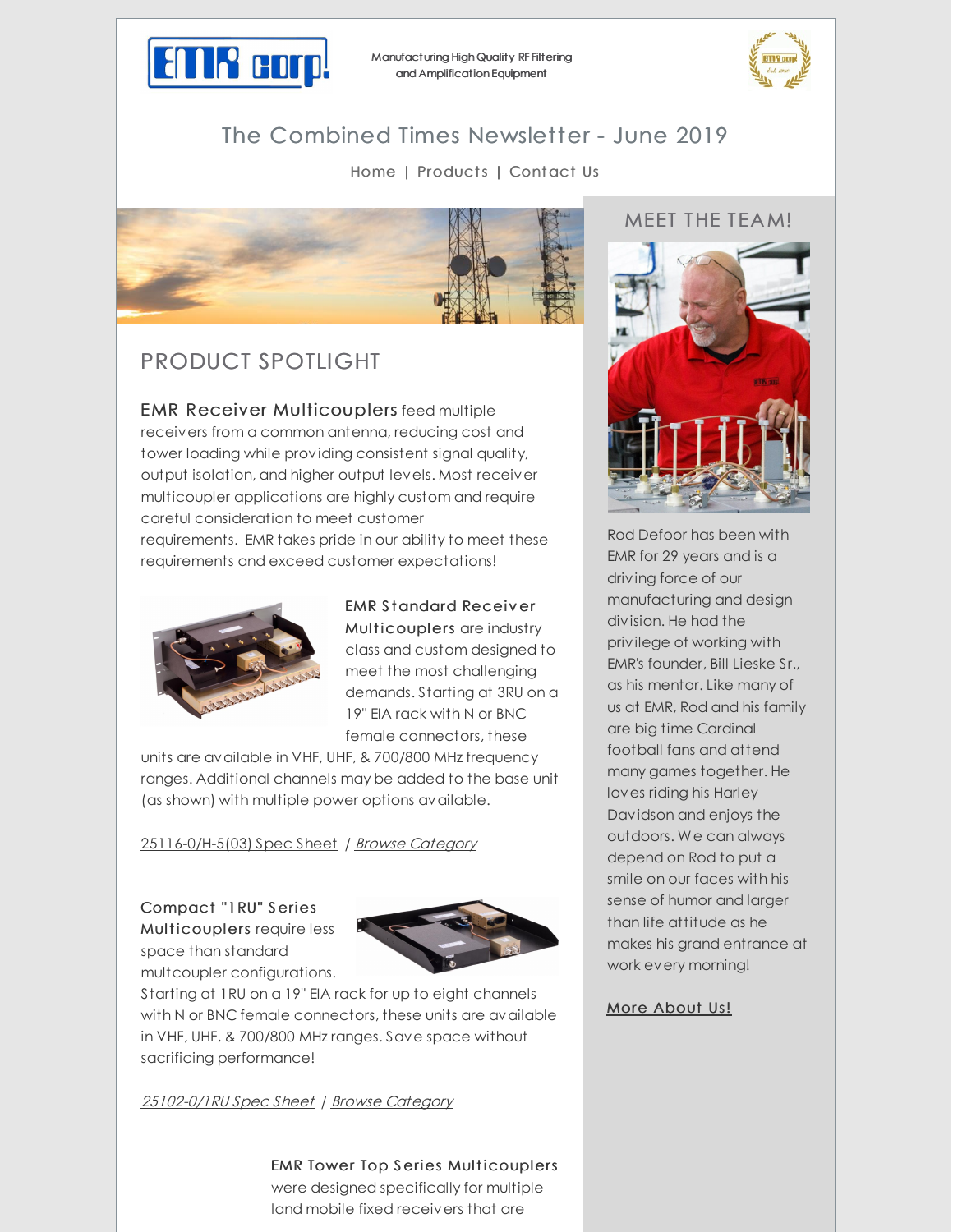Manufacturing High Quality RF Filtering and Amplification Equipment

# The Combined Times Newsletter - June 2019

Home | Products | Contact Us

## PRODUCT SPOTLIGHT

**EMR Receiver Multicouplers** feed multiple receivers from a common antenna, reducing cost and tower loading while providing consistent signal quality, output isolation, and higher output levels. Most receiver multicoupler applications are highly custom and require careful consideration to meet customer requirements. EMR takes pride in our ability to meet these requirements and exceed customer expectations!

**EMR Standard Receiver Multicouplers** are industry class and custom designed to meet the most challenging demands. Starting at 3RU on a 19" EIA rack with N or BNC female connectors, these units are available in VHF, UHF, & 700/800 MHz frequency ranges. Additional channels may be added to the base unit (as shown) with multiple power options available.

25116-0/H-5(03) Spec Sheet / *Browse Category*

**Compact "1RU" Series Multicouplers** require less space than standard multcoupler configurations. Starting at 1RU on a 19" EIA rack for up to eight channels with N or BNC female connectors, these units are available in VHF, UHF, & 700/800 MHz ranges. Save space without sacrificing performance!

*25102-0/1RU Spec Sheet* | *Browse Category*

**EMR Tower Top Series Multicouplers** were designed specifically for multiple land mobile fixed receivers that are

## MEET THE TEAM!

Rod Defoor has been with EMR for 29 years and is a driving force of our manufacturing and design division. He had the privilege of working with EMR's founder, Bill Lieske Sr., as his mentor. Like many of us at EMR, Rod and his family are big time Cardinal football fans and attend many games together. He loves riding his Harley Davidson and enjoys the outdoors. We can always depend on Rod to put a smile on our faces with his sense of humor and larger than life attitude as he makes his grand entrance at work every morning!

More About Us!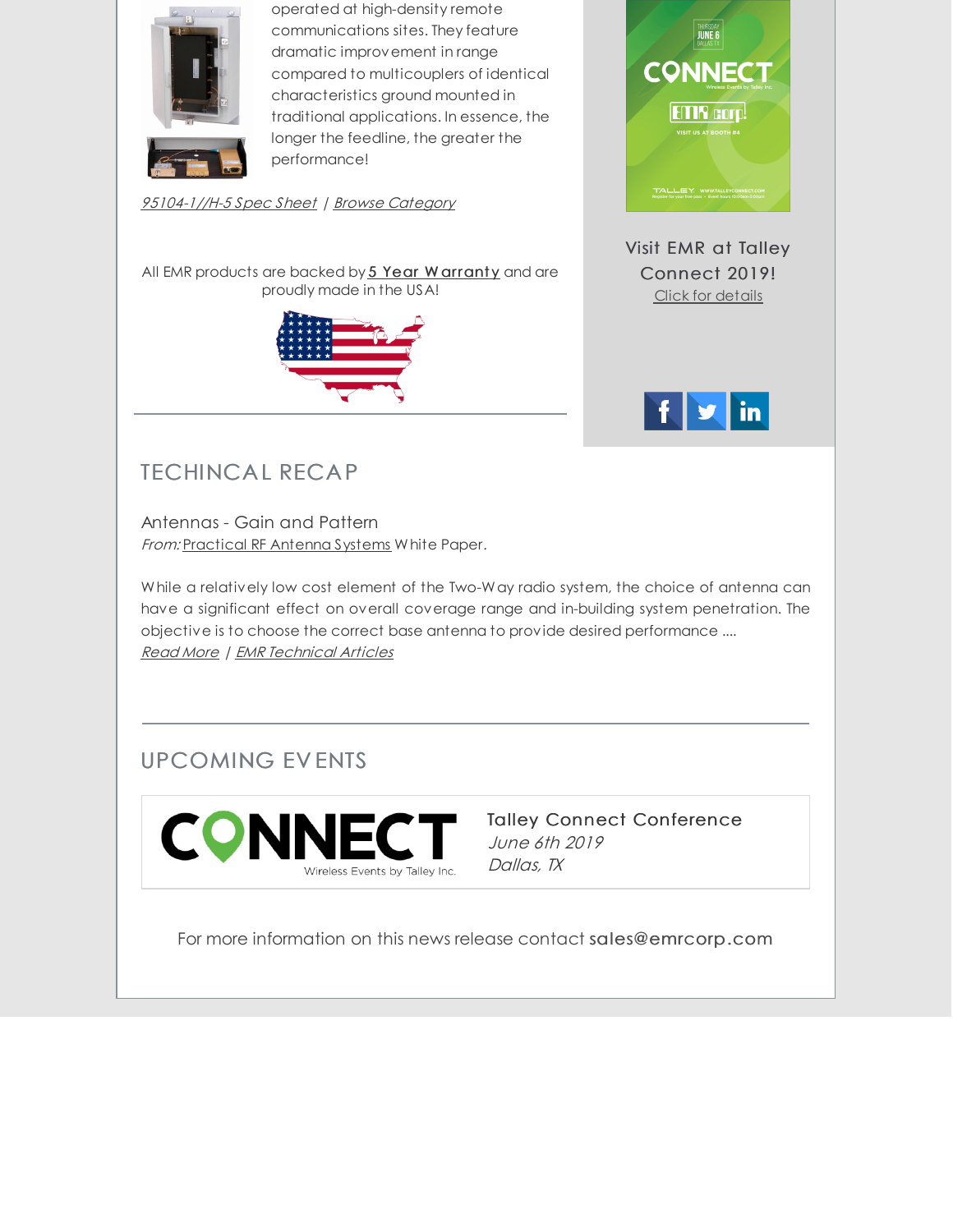operated at high-density remote communications sites. They feature dramatic improvement in range compared to multicouplers of identical characteristics ground mounted in traditional applications. In essence, the longer the feedline, the greater the performance!

*95104-1//H-5 Spec Sheet* | *Browse Category*

All EMR products are backed by **5 Year Warranty** and are proudly made in the USA!

Visit EMR at Talley Connect 2019!
Click for details

## TECHINCAL RECAP

Antennas - Gain and Pattern
*From:* Practical RF Antenna Systems White Paper.

While a relatively low cost element of the Two-Way radio system, the choice of antenna can have a significant effect on overall coverage range and in-building system penetration. The objective is to choose the correct base antenna to provide desired performance ....
*Read More* | *EMR Technical Articles*

## UPCOMING EVENTS

Talley Connect Conference
*June 6th 2019*
*Dallas, TX*

For more information on this news release contact sales@emrcorp.com